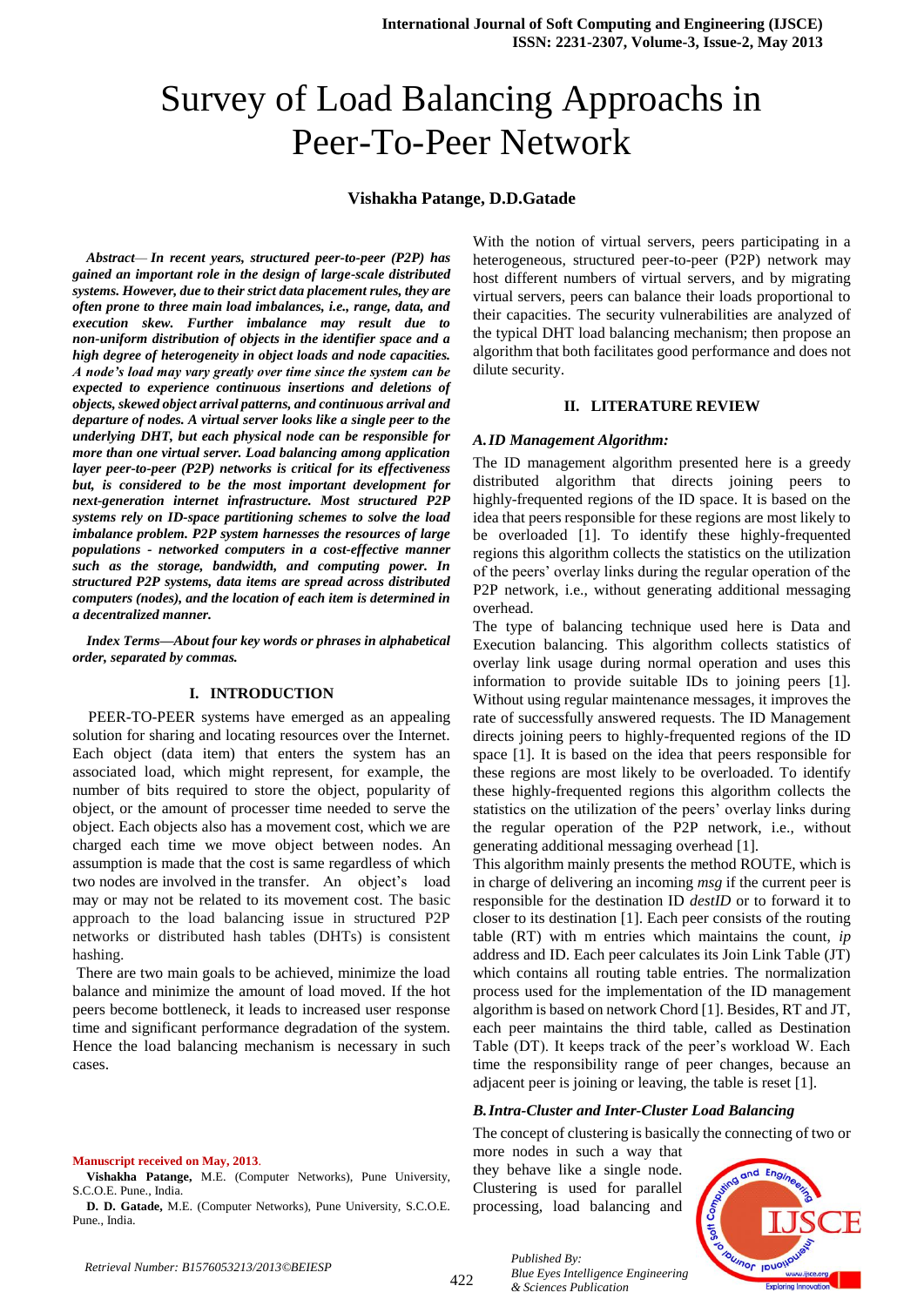# Survey of Load Balancing Approachs in Peer-To-Peer Network

**Vishakha Patange, D.D.Gatade**

***Abstract**— In recent years, structured peer-to-peer (P2P) has gained an important role in the design of large-scale distributed systems. However, due to their strict data placement rules, they are often prone to three main load imbalances, i.e., range, data, and execution skew. Further imbalance may result due to non-uniform distribution of objects in the identifier space and a high degree of heterogeneity in object loads and node capacities. A node's load may vary greatly over time since the system can be expected to experience continuous insertions and deletions of objects, skewed object arrival patterns, and continuous arrival and departure of nodes. A virtual server looks like a single peer to the underlying DHT, but each physical node can be responsible for more than one virtual server. Load balancing among application layer peer-to-peer (P2P) networks is critical for its effectiveness but, is considered to be the most important development for next-generation internet infrastructure. Most structured P2P systems rely on ID-space partitioning schemes to solve the load imbalance problem. P2P system harnesses the resources of large populations - networked computers in a cost-effective manner such as the storage, bandwidth, and computing power. In structured P2P systems, data items are spread across distributed computers (nodes), and the location of each item is determined in a decentralized manner.*

***Index Terms**—About four key words or phrases in alphabetical order, separated by commas.*

## I. INTRODUCTION

PEER-TO-PEER systems have emerged as an appealing solution for sharing and locating resources over the Internet. Each object (data item) that enters the system has an associated load, which might represent, for example, the number of bits required to store the object, popularity of object, or the amount of processer time needed to serve the object. Each objects also has a movement cost, which we are charged each time we move object between nodes. An assumption is made that the cost is same regardless of which two nodes are involved in the transfer. An object's load may or may not be related to its movement cost. The basic approach to the load balancing issue in structured P2P networks or distributed hash tables (DHTs) is consistent hashing.

There are two main goals to be achieved, minimize the load balance and minimize the amount of load moved. If the hot peers become bottleneck, it leads to increased user response time and significant performance degradation of the system. Hence the load balancing mechanism is necessary in such cases.

With the notion of virtual servers, peers participating in a heterogeneous, structured peer-to-peer (P2P) network may host different numbers of virtual servers, and by migrating virtual servers, peers can balance their loads proportional to their capacities. The security vulnerabilities are analyzed of the typical DHT load balancing mechanism; then propose an algorithm that both facilitates good performance and does not dilute security.

## II. LITERATURE REVIEW

### A. ID Management Algorithm:

The ID management algorithm presented here is a greedy distributed algorithm that directs joining peers to highly-frequented regions of the ID space. It is based on the idea that peers responsible for these regions are most likely to be overloaded [1]. To identify these highly-frequented regions this algorithm collects the statistics on the utilization of the peers' overlay links during the regular operation of the P2P network, i.e., without generating additional messaging overhead.

The type of balancing technique used here is Data and Execution balancing. This algorithm collects statistics of overlay link usage during normal operation and uses this information to provide suitable IDs to joining peers [1]. Without using regular maintenance messages, it improves the rate of successfully answered requests. The ID Management directs joining peers to highly-frequented regions of the ID space [1]. It is based on the idea that peers responsible for these regions are most likely to be overloaded. To identify these highly-frequented regions this algorithm collects the statistics on the utilization of the peers' overlay links during the regular operation of the P2P network, i.e., without generating additional messaging overhead [1].

This algorithm mainly presents the method ROUTE, which is in charge of delivering an incoming *msg* if the current peer is responsible for the destination ID *destID* or to forward it to closer to its destination [1]. Each peer consists of the routing table (RT) with m entries which maintains the count, *ip* address and ID. Each peer calculates its Join Link Table (JT) which contains all routing table entries. The normalization process used for the implementation of the ID management algorithm is based on network Chord [1]. Besides, RT and JT, each peer maintains the third table, called as Destination Table (DT). It keeps track of the peer's workload W. Each time the responsibility range of peer changes, because an adjacent peer is joining or leaving, the table is reset [1].

### B. Intra-Cluster and Inter-Cluster Load Balancing

The concept of clustering is basically the connecting of two or more nodes in such a way that they behave like a single node. Clustering is used for parallel processing, load balancing and

Manuscript received on May, 2013.

**Vishakha Patange,** M.E. (Computer Networks), Pune University, S.C.O.E. Pune., India.

**D. D. Gatade,** M.E. (Computer Networks), Pune University, S.C.O.E. Pune., India.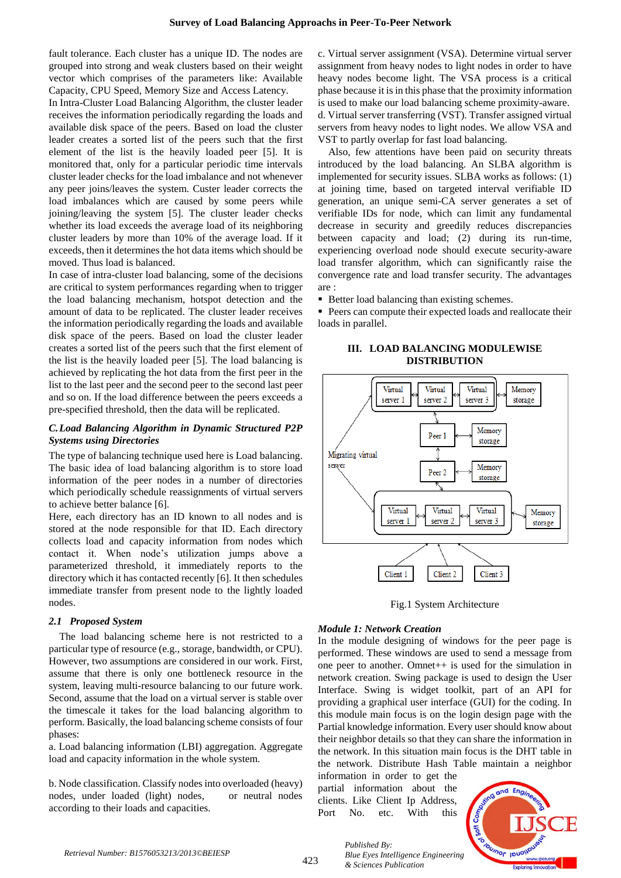fault tolerance. Each cluster has a unique ID. The nodes are grouped into strong and weak clusters based on their weight vector which comprises of the parameters like: Available Capacity, CPU Speed, Memory Size and Access Latency.

In Intra-Cluster Load Balancing Algorithm, the cluster leader receives the information periodically regarding the loads and available disk space of the peers. Based on load the cluster leader creates a sorted list of the peers such that the first element of the list is the heavily loaded peer [5]. It is monitored that, only for a particular periodic time intervals cluster leader checks for the load imbalance and not whenever any peer joins/leaves the system. Custer leader corrects the load imbalances which are caused by some peers while joining/leaving the system [5]. The cluster leader checks whether its load exceeds the average load of its neighboring cluster leaders by more than 10% of the average load. If it exceeds, then it determines the hot data items which should be moved. Thus load is balanced.

In case of intra-cluster load balancing, some of the decisions are critical to system performances regarding when to trigger the load balancing mechanism, hotspot detection and the amount of data to be replicated. The cluster leader receives the information periodically regarding the loads and available disk space of the peers. Based on load the cluster leader creates a sorted list of the peers such that the first element of the list is the heavily loaded peer [5]. The load balancing is achieved by replicating the hot data from the first peer in the list to the last peer and the second peer to the second last peer and so on. If the load difference between the peers exceeds a pre-specified threshold, then the data will be replicated.

### *C. Load Balancing Algorithm in Dynamic Structured P2P Systems using Directories*

The type of load balancing technique used here is Load balancing. The basic idea of load balancing algorithm is to store load information of the peer nodes in a number of directories which periodically schedule reassignments of virtual servers to achieve better balance [6].

Here, each directory has an ID known to all nodes and is stored at the node responsible for that ID. Each directory collects load and capacity information from nodes which contact it. When node's utilization jumps above a parameterized threshold, it immediately reports to the directory which it has contacted recently [6]. It then schedules immediate transfer from present node to the lightly loaded nodes.

### *2.1 Proposed System*

The load balancing scheme here is not restricted to a particular type of resource (e.g., storage, bandwidth, or CPU). However, two assumptions are considered in our work. First, assume that there is only one bottleneck resource in the system, leaving multi-resource balancing to our future work. Second, assume that the load on a virtual server is stable over the timescale it takes for the load balancing algorithm to perform. Basically, the load balancing scheme consists of four phases:

a. Load balancing information (LBI) aggregation. Aggregate load and capacity information in the whole system.

b. Node classification. Classify nodes into overloaded (heavy) nodes, under loaded (light) nodes, or neutral nodes according to their loads and capacities.

c. Virtual server assignment (VSA). Determine virtual server assignment from heavy nodes to light nodes in order to have heavy nodes become light. The VSA process is a critical phase because it is in this phase that the proximity information is used to make our load balancing scheme proximity-aware.

d. Virtual server transferring (VST). Transfer assigned virtual servers from heavy nodes to light nodes. We allow VSA and VST to partly overlap for fast load balancing.

Also, few attentions have been paid on security threats introduced by the load balancing. An SLBA algorithm is implemented for security issues. SLBA works as follows: (1) at joining time, based on targeted interval verifiable ID generation, an unique semi-CA server generates a set of verifiable IDs for node, which can limit any fundamental decrease in security and greedily reduces discrepancies between capacity and load; (2) during its run-time, experiencing overload node should execute security-aware load transfer algorithm, which can significantly raise the convergence rate and load transfer security. The advantages are :

- Better load balancing than existing schemes.
- Peers can compute their expected loads and reallocate their loads in parallel.

## III. LOAD BALANCING MODULEWISE DISTRIBUTION

Fig.1 System Architecture

### *Module 1: Network Creation*

In the module designing of windows for the peer page is performed. These windows are used to send a message from one peer to another. Omnet++ is used for the simulation in network creation. Swing package is used to design the User Interface. Swing is widget toolkit, part of an API for providing a graphical user interface (GUI) for the coding. In this module main focus is on the login design page with the Partial knowledge information. Every user should know about their neighbor details so that they can share the information in the network. In this situation main focus is the DHT table in the network. Distribute Hash Table maintain a neighbor information in order to get the partial information about the clients. Like Client Ip Address, Port No. etc. With this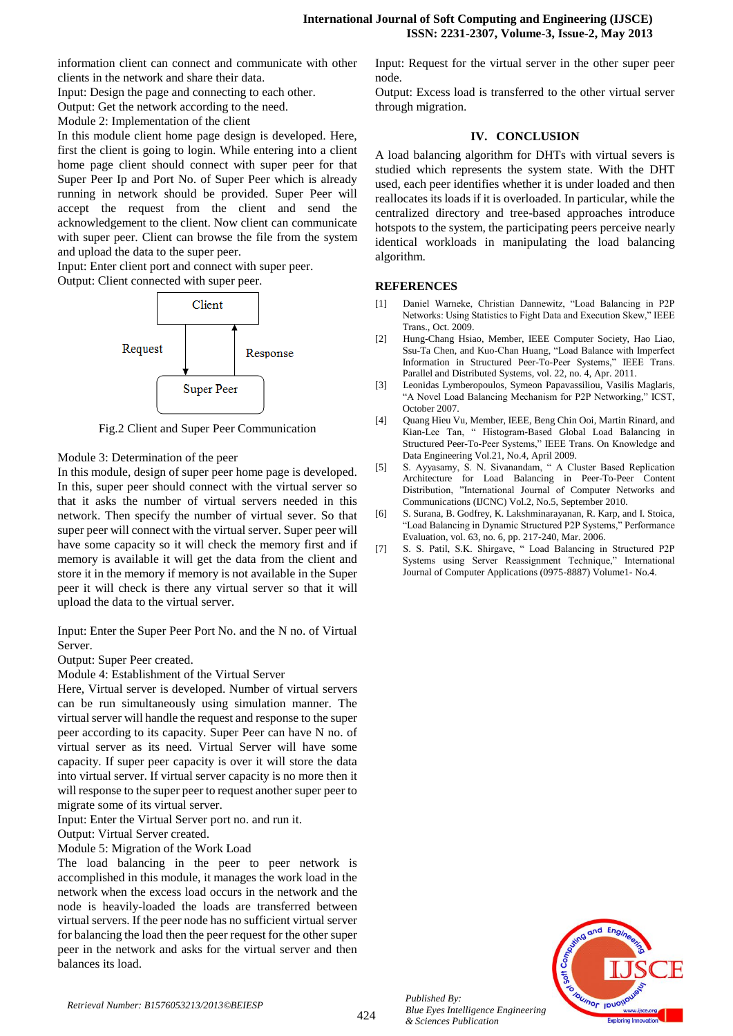information client can connect and communicate with other clients in the network and share their data.

Input: Design the page and connecting to each other.

Output: Get the network according to the need.

Module 2: Implementation of the client

In this module client home page design is developed. Here, first the client is going to login. While entering into a client home page client should connect with super peer for that Super Peer Ip and Port No. of Super Peer which is already running in network should be provided. Super Peer will accept the request from the client and send the acknowledgement to the client. Now client can communicate with super peer. Client can browse the file from the system and upload the data to the super peer.

Input: Enter client port and connect with super peer.

Output: Client connected with super peer.

Client

Request

Response

Super Peer

Fig.2 Client and Super Peer Communication

Module 3: Determination of the peer

In this module, design of super peer home page is developed. In this, super peer should connect with the virtual server so that it asks the number of virtual servers needed in this network. Then specify the number of virtual sever. So that super peer will connect with the virtual server. Super peer will have some capacity so it will check the memory first and if memory is available it will get the data from the client and store it in the memory if memory is not available in the Super peer it will check is there any virtual server so that it will upload the data to the virtual server.

Input: Enter the Super Peer Port No. and the N no. of Virtual Server.

Output: Super Peer created.

Module 4: Establishment of the Virtual Server

Here, Virtual server is developed. Number of virtual servers can be run simultaneously using simulation manner. The virtual server will handle the request and response to the super peer according to its capacity. Super Peer can have N no. of virtual server as its need. Virtual Server will have some capacity. If super peer capacity is over it will store the data into virtual server. If virtual server capacity is no more then it will response to the super peer to request another super peer to migrate some of its virtual server.

Input: Enter the Virtual Server port no. and run it.

Output: Virtual Server created.

Module 5: Migration of the Work Load

The load balancing in the peer to peer network is accomplished in this module, it manages the work load in the network when the excess load occurs in the network and the node is heavily-loaded the loads are transferred between virtual servers. If the peer node has no sufficient virtual server for balancing the load then the peer request for the other super peer in the network and asks for the virtual server and then balances its load.

Input: Request for the virtual server in the other super peer node.

Output: Excess load is transferred to the other virtual server through migration.

## IV. CONCLUSION

A load balancing algorithm for DHTs with virtual severs is studied which represents the system state. With the DHT used, each peer identifies whether it is under loaded and then reallocates its loads if it is overloaded. In particular, while the centralized directory and tree-based approaches introduce hotspots to the system, the participating peers perceive nearly identical workloads in manipulating the load balancing algorithm.

## REFERENCES

[1] Daniel Warneke, Christian Dannewitz, "Load Balancing in P2P Networks: Using Statistics to Fight Data and Execution Skew," IEEE Trans., Oct. 2009.

[2] Hung-Chang Hsiao, Member, IEEE Computer Society, Hao Liao, Ssu-Ta Chen, and Kuo-Chan Huang, "Load Balance with Imperfect Information in Structured Peer-To-Peer Systems," IEEE Trans. Parallel and Distributed Systems, vol. 22, no. 4, Apr. 2011.

[3] Leonidas Lymberopoulos, Symeon Papavassiliou, Vasilis Maglaris, "A Novel Load Balancing Mechanism for P2P Networking," ICST, October 2007.

[4] Quang Hieu Vu, Member, IEEE, Beng Chin Ooi, Martin Rinard, and Kian-Lee Tan, " Histogram-Based Global Load Balancing in Structured Peer-To-Peer Systems," IEEE Trans. On Knowledge and Data Engineering Vol.21, No.4, April 2009.

[5] S. Ayyasamy, S. N. Sivanandam, " A Cluster Based Replication Architecture for Load Balancing in Peer-To-Peer Content Distribution, "International Journal of Computer Networks and Communications (IJCNC) Vol.2, No.5, September 2010.

[6] S. Surana, B. Godfrey, K. Lakshminarayanan, R. Karp, and I. Stoica, "Load Balancing in Dynamic Structured P2P Systems," Performance Evaluation, vol. 63, no. 6, pp. 217-240, Mar. 2006.

[7] S. S. Patil, S.K. Shirgave, " Load Balancing in Structured P2P Systems using Server Reassignment Technique," International Journal of Computer Applications (0975-8887) Volume1- No.4.